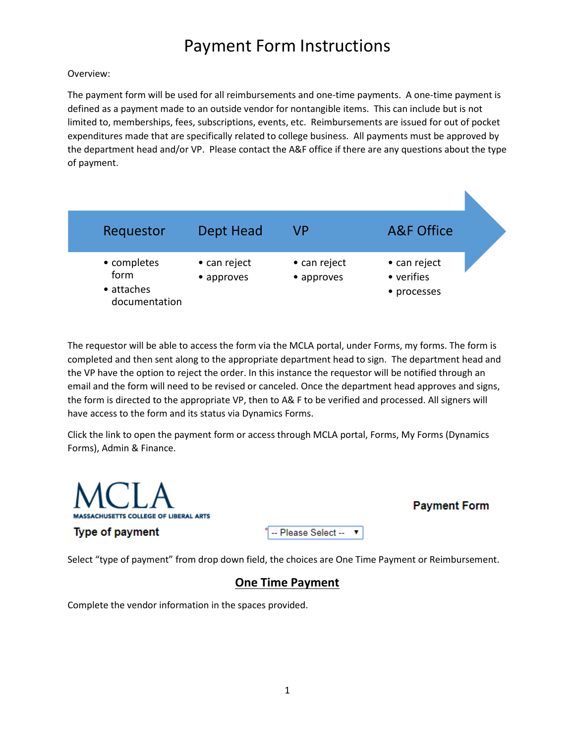# Payment Form Instructions

Overview:

The payment form will be used for all reimbursements and one-time payments. A one-time payment is defined as a payment made to an outside vendor for nontangible items. This can include but is not limited to, memberships, fees, subscriptions, events, etc. Reimbursements are issued for out of pocket expenditures made that are specifically related to college business. All payments must be approved by the department head and/or VP. Please contact the A&F office if there are any questions about the type of payment.

| Requestor | Dept Head | VP | A&F Office |
|---|---|---|---|
| • completes form<br>• attaches documentation | • can reject<br>• approves | • can reject<br>• approves | • can reject<br>• verifies<br>• processes |

The requestor will be able to access the form via the MCLA portal, under Forms, my forms. The form is completed and then sent along to the appropriate department head to sign. The department head and the VP have the option to reject the order. In this instance the requestor will be notified through an email and the form will need to be revised or canceled. Once the department head approves and signs, the form is directed to the appropriate VP, then to A& F to be verified and processed. All signers will have access to the form and its status via Dynamics Forms.

Click the link to open the payment form or access through MCLA portal, Forms, My Forms (Dynamics Forms), Admin & Finance.

MCLA
MASSACHUSETTS COLLEGE OF LIBERAL ARTS

**Payment Form**

**Type of payment** * -- Please Select --

Select "type of payment" from drop down field, the choices are One Time Payment or Reimbursement.

## One Time Payment

Complete the vendor information in the spaces provided.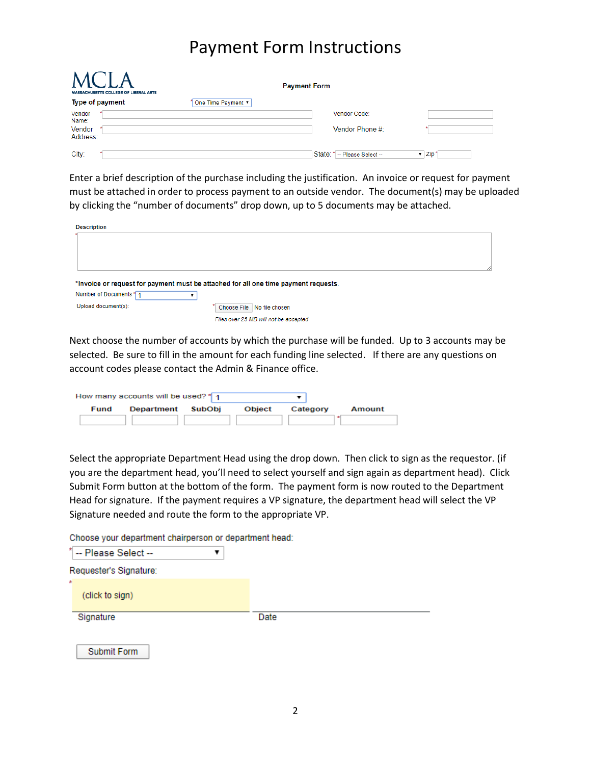# Payment Form Instructions

MCLA
MASSACHUSETTS COLLEGE OF LIBERAL ARTS

**Payment Form**

**Type of payment** * One Time Payment

Vendor Name: *

Vendor Code:

Vendor Address: *

Vendor Phone #: *

City: *

State: * -- Please Select --

Zip *

Enter a brief description of the purchase including the justification. An invoice or request for payment must be attached in order to process payment to an outside vendor. The document(s) may be uploaded by clicking the "number of documents" drop down, up to 5 documents may be attached.

**Description**
*

*Invoice or request for payment must be attached for all one time payment requests.

Number of Documents * 1

Upload document(s): * Choose File No file chosen

*Files over 25 MB will not be accepted*

Next choose the number of accounts by which the purchase will be funded. Up to 3 accounts may be selected. Be sure to fill in the amount for each funding line selected. If there are any questions on account codes please contact the Admin & Finance office.

How many accounts will be used? * 1

| Fund | Department | SubObj | Object | Category | Amount |
|---|---|---|---|---|---|
| | | | | | * |

Select the appropriate Department Head using the drop down. Then click to sign as the requestor. (if you are the department head, you'll need to select yourself and sign again as department head). Click Submit Form button at the bottom of the form. The payment form is now routed to the Department Head for signature. If the payment requires a VP signature, the department head will select the VP Signature needed and route the form to the appropriate VP.

Choose your department chairperson or department head:

* -- Please Select --

Requester's Signature:

* (click to sign)

Signature

Date

Submit Form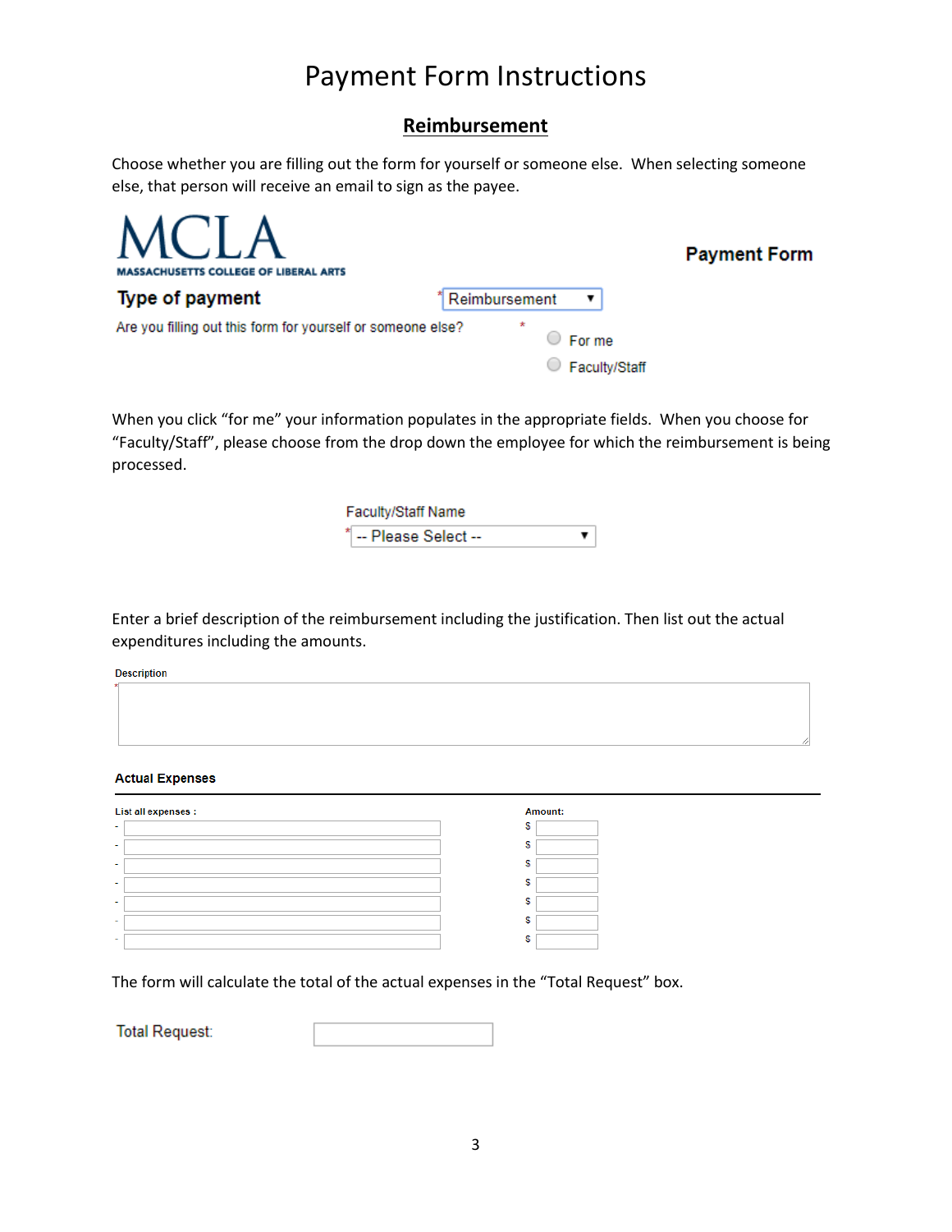# Payment Form Instructions

## Reimbursement

Choose whether you are filling out the form for yourself or someone else. When selecting someone else, that person will receive an email to sign as the payee.

MCLA
MASSACHUSETTS COLLEGE OF LIBERAL ARTS

**Payment Form**

**Type of payment** * Reimbursement ▼

Are you filling out this form for yourself or someone else? *

- For me
- Faculty/Staff

When you click "for me" your information populates in the appropriate fields. When you choose for "Faculty/Staff", please choose from the drop down the employee for which the reimbursement is being processed.

Faculty/Staff Name
* -- Please Select -- ▼

Enter a brief description of the reimbursement including the justification. Then list out the actual expenditures including the amounts.

**Description**
*

**Actual Expenses**

| List all expenses : | Amount: |
|---|---|
| - | $ |
| - | $ |
| - | $ |
| - | $ |
| - | $ |
| - | $ |
| - | $ |

The form will calculate the total of the actual expenses in the "Total Request" box.

Total Request: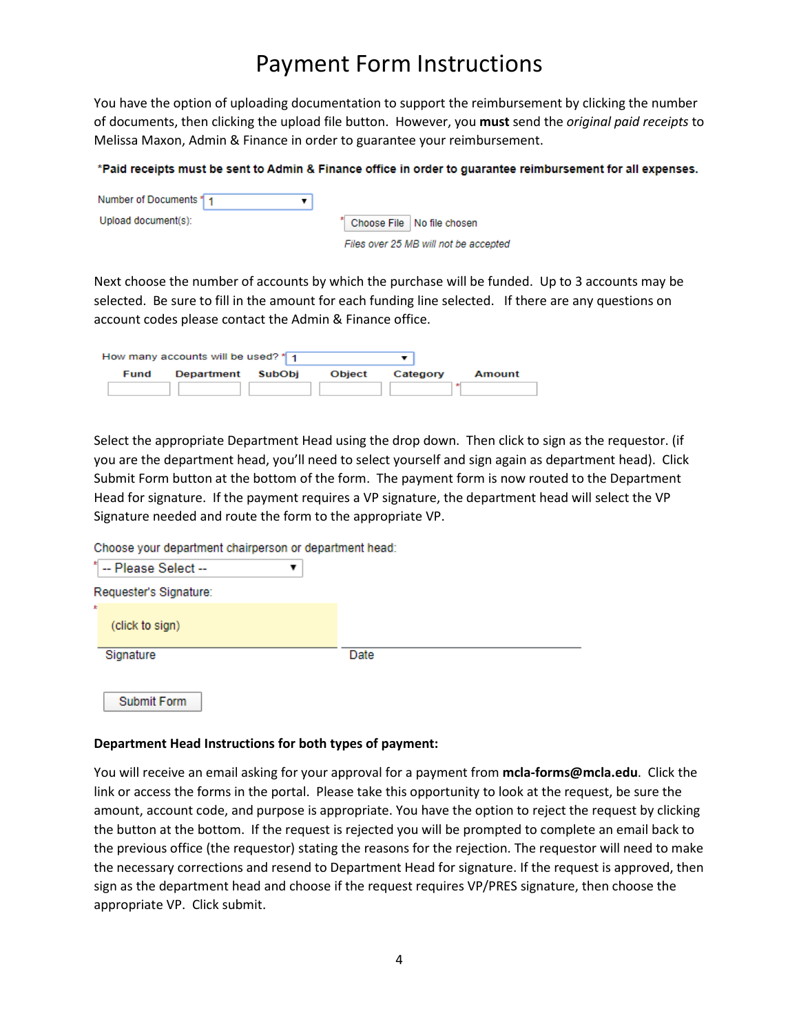# Payment Form Instructions

You have the option of uploading documentation to support the reimbursement by clicking the number of documents, then clicking the upload file button. However, you **must** send the *original paid receipts* to Melissa Maxon, Admin & Finance in order to guarantee your reimbursement.

**\*Paid receipts must be sent to Admin & Finance office in order to guarantee reimbursement for all expenses.**

Number of Documents * 1

Upload document(s): * Choose File No file chosen

*Files over 25 MB will not be accepted*

Next choose the number of accounts by which the purchase will be funded. Up to 3 accounts may be selected. Be sure to fill in the amount for each funding line selected. If there are any questions on account codes please contact the Admin & Finance office.

How many accounts will be used? * 1

| Fund | Department | SubObj | Object | Category | Amount |
|---|---|---|---|---|---|
| | | | | | * |

Select the appropriate Department Head using the drop down. Then click to sign as the requestor. (if you are the department head, you'll need to select yourself and sign again as department head). Click Submit Form button at the bottom of the form. The payment form is now routed to the Department Head for signature. If the payment requires a VP signature, the department head will select the VP Signature needed and route the form to the appropriate VP.

Choose your department chairperson or department head:

\* -- Please Select --

Requester's Signature:

\* (click to sign)

Signature Date

Submit Form

**Department Head Instructions for both types of payment:**

You will receive an email asking for your approval for a payment from **mcla-forms@mcla.edu**. Click the link or access the forms in the portal. Please take this opportunity to look at the request, be sure the amount, account code, and purpose is appropriate. You have the option to reject the request by clicking the button at the bottom. If the request is rejected you will be prompted to complete an email back to the previous office (the requestor) stating the reasons for the rejection. The requestor will need to make the necessary corrections and resend to Department Head for signature. If the request is approved, then sign as the department head and choose if the request requires VP/PRES signature, then choose the appropriate VP. Click submit.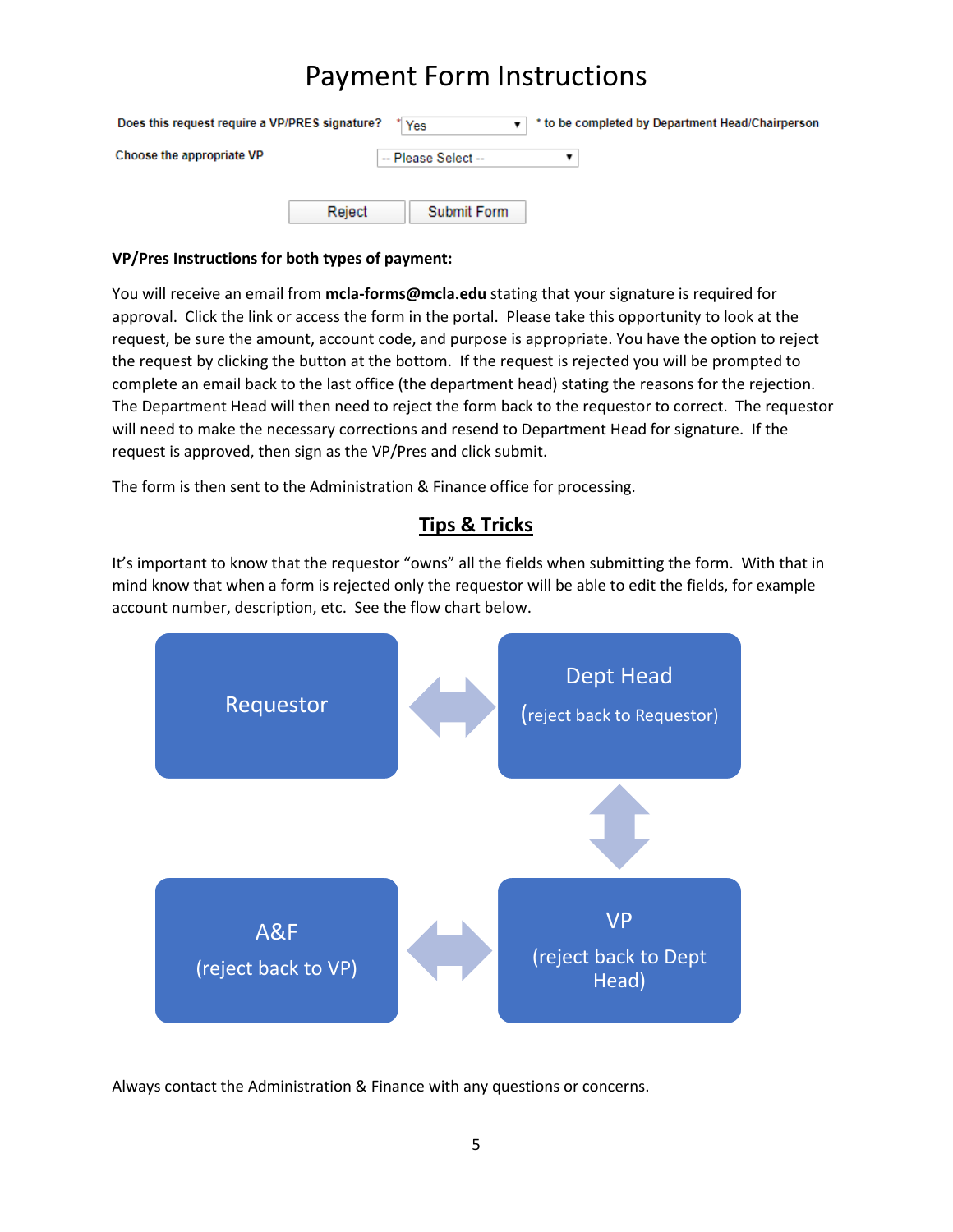# Payment Form Instructions

Does this request require a VP/PRES signature? * Yes ▾ * to be completed by Department Head/Chairperson

Choose the appropriate VP -- Please Select -- ▾

Reject Submit Form

**VP/Pres Instructions for both types of payment:**

You will receive an email from **mcla-forms@mcla.edu** stating that your signature is required for approval. Click the link or access the form in the portal. Please take this opportunity to look at the request, be sure the amount, account code, and purpose is appropriate. You have the option to reject the request by clicking the button at the bottom. If the request is rejected you will be prompted to complete an email back to the last office (the department head) stating the reasons for the rejection. The Department Head will then need to reject the form back to the requestor to correct. The requestor will need to make the necessary corrections and resend to Department Head for signature. If the request is approved, then sign as the VP/Pres and click submit.

The form is then sent to the Administration & Finance office for processing.

## Tips & Tricks

It's important to know that the requestor "owns" all the fields when submitting the form. With that in mind know that when a form is rejected only the requestor will be able to edit the fields, for example account number, description, etc. See the flow chart below.

Requestor

Dept Head
(reject back to Requestor)

VP
(reject back to Dept Head)

A&F
(reject back to VP)

Always contact the Administration & Finance with any questions or concerns.